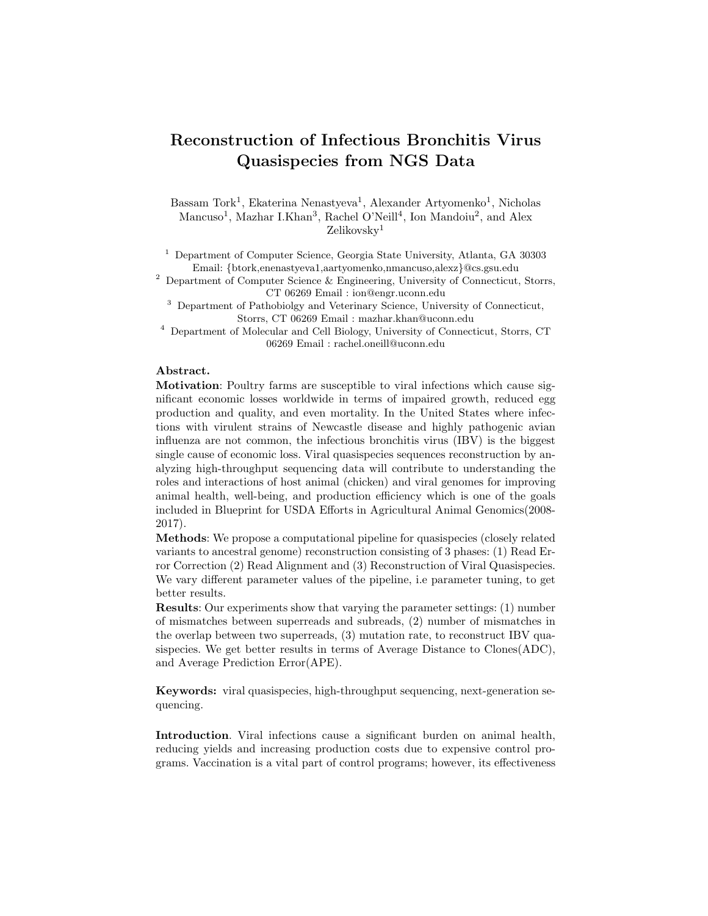# Reconstruction of Infectious Bronchitis Virus Quasispecies from NGS Data

Bassam Tork[1], Ekaterina Nenastyeva[1], Alexander Artyomenko[1], Nicholas Mancuso[1], Mazhar I.Khan[3], Rachel O'Neill[4], Ion Mandoiu[2], and Alex Zelikovsky[1]

[1] Department of Computer Science, Georgia State University, Atlanta, GA 30303 Email: {btork,enenastyeva1,aartyomenko,nmancuso,alexz}@cs.gsu.edu

[2] Department of Computer Science & Engineering, University of Connecticut, Storrs, CT 06269 Email : ion@engr.uconn.edu

[3] Department of Pathobiolgy and Veterinary Science, University of Connecticut, Storrs, CT 06269 Email : mazhar.khan@uconn.edu

[4] Department of Molecular and Cell Biology, University of Connecticut, Storrs, CT 06269 Email : rachel.oneill@uconn.edu

**Abstract.**

**Motivation**: Poultry farms are susceptible to viral infections which cause significant economic losses worldwide in terms of impaired growth, reduced egg production and quality, and even mortality. In the United States where infections with virulent strains of Newcastle disease and highly pathogenic avian influenza are not common, the infectious bronchitis virus (IBV) is the biggest single cause of economic loss. Viral quasispecies sequences reconstruction by analyzing high-throughput sequencing data will contribute to understanding the roles and interactions of host animal (chicken) and viral genomes for improving animal health, well-being, and production efficiency which is one of the goals included in Blueprint for USDA Efforts in Agricultural Animal Genomics(2008-2017).

**Methods**: We propose a computational pipeline for quasispecies (closely related variants to ancestral genome) reconstruction consisting of 3 phases: (1) Read Error Correction (2) Read Alignment and (3) Reconstruction of Viral Quasispecies. We vary different parameter values of the pipeline, i.e parameter tuning, to get better results.

**Results**: Our experiments show that varying the parameter settings: (1) number of mismatches between superreads and subreads, (2) number of mismatches in the overlap between two superreads, (3) mutation rate, to reconstruct IBV quasispecies. We get better results in terms of Average Distance to Clones(ADC), and Average Prediction Error(APE).

**Keywords:** viral quasispecies, high-throughput sequencing, next-generation sequencing.

**Introduction**. Viral infections cause a significant burden on animal health, reducing yields and increasing production costs due to expensive control programs. Vaccination is a vital part of control programs; however, its effectiveness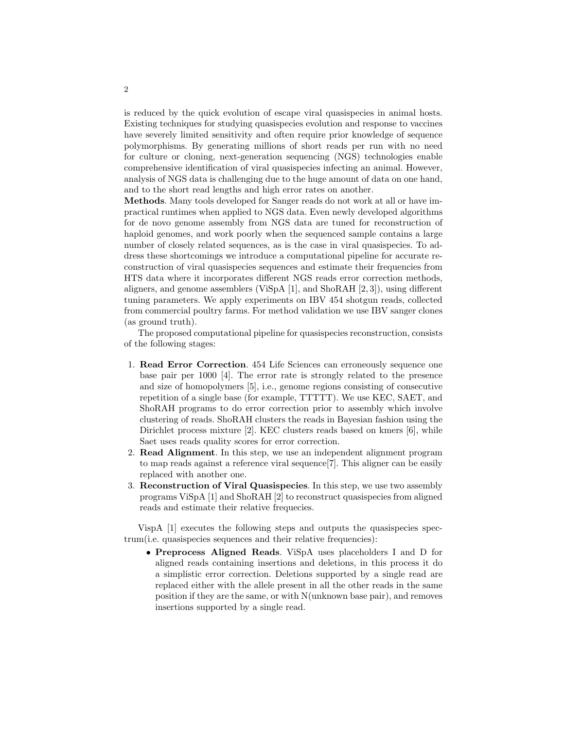is reduced by the quick evolution of escape viral quasispecies in animal hosts. Existing techniques for studying quasispecies evolution and response to vaccines have severely limited sensitivity and often require prior knowledge of sequence polymorphisms. By generating millions of short reads per run with no need for culture or cloning, next-generation sequencing (NGS) technologies enable comprehensive identification of viral quasispecies infecting an animal. However, analysis of NGS data is challenging due to the huge amount of data on one hand, and to the short read lengths and high error rates on another.

**Methods**. Many tools developed for Sanger reads do not work at all or have impractical runtimes when applied to NGS data. Even newly developed algorithms for de novo genome assembly from NGS data are tuned for reconstruction of haploid genomes, and work poorly when the sequenced sample contains a large number of closely related sequences, as is the case in viral quasispecies. To address these shortcomings we introduce a computational pipeline for accurate reconstruction of viral quasispecies sequences and estimate their frequencies from HTS data where it incorporates different NGS reads error correction methods, aligners, and genome assemblers (ViSpA [1], and ShoRAH [2, 3]), using different tuning parameters. We apply experiments on IBV 454 shotgun reads, collected from commercial poultry farms. For method validation we use IBV sanger clones (as ground truth).

The proposed computational pipeline for quasispecies reconstruction, consists of the following stages:

1. **Read Error Correction**. 454 Life Sciences can erroneously sequence one base pair per 1000 [4]. The error rate is strongly related to the presence and size of homopolymers [5], i.e., genome regions consisting of consecutive repetition of a single base (for example, TTTTT). We use KEC, SAET, and ShoRAH programs to do error correction prior to assembly which involve clustering of reads. ShoRAH clusters the reads in Bayesian fashion using the Dirichlet process mixture [2]. KEC clusters reads based on kmers [6], while Saet uses reads quality scores for error correction.
2. **Read Alignment**. In this step, we use an independent alignment program to map reads against a reference viral sequence[7]. This aligner can be easily replaced with another one.
3. **Reconstruction of Viral Quasispecies**. In this step, we use two assembly programs ViSpA [1] and ShoRAH [2] to reconstruct quasispecies from aligned reads and estimate their relative frequecies.

VispA [1] executes the following steps and outputs the quasispecies spectrum(i.e. quasispecies sequences and their relative frequencies):

- **Preprocess Aligned Reads**. ViSpA uses placeholders I and D for aligned reads containing insertions and deletions, in this process it do a simplistic error correction. Deletions supported by a single read are replaced either with the allele present in all the other reads in the same position if they are the same, or with N(unknown base pair), and removes insertions supported by a single read.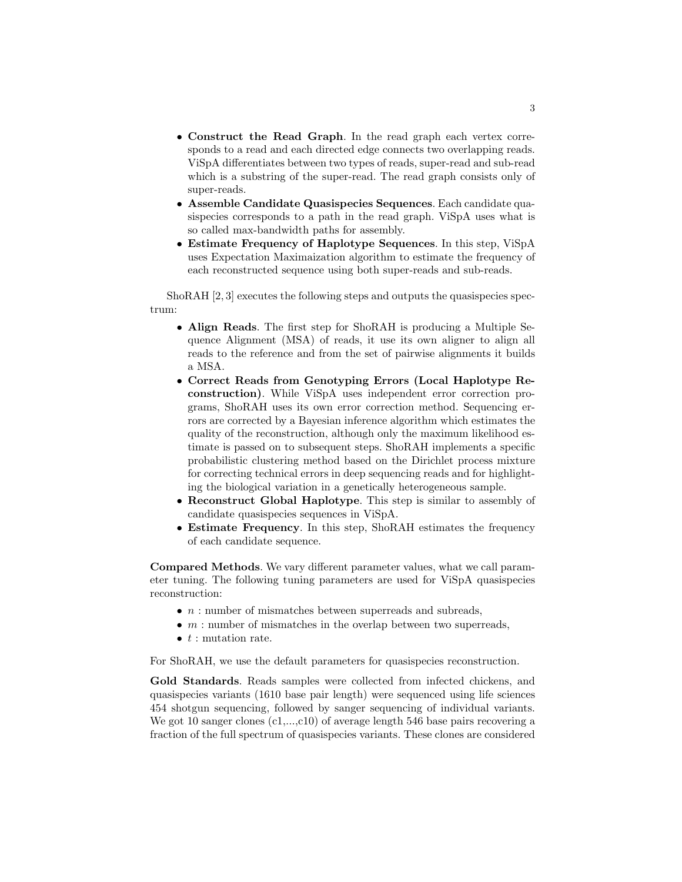- **Construct the Read Graph**. In the read graph each vertex corresponds to a read and each directed edge connects two overlapping reads. ViSpA differentiates between two types of reads, super-read and sub-read which is a substring of the super-read. The read graph consists only of super-reads.
- **Assemble Candidate Quasispecies Sequences**. Each candidate quasispecies corresponds to a path in the read graph. ViSpA uses what is so called max-bandwidth paths for assembly.
- **Estimate Frequency of Haplotype Sequences**. In this step, ViSpA uses Expectation Maximaization algorithm to estimate the frequency of each reconstructed sequence using both super-reads and sub-reads.

ShoRAH [2, 3] executes the following steps and outputs the quasispecies spectrum:

- **Align Reads**. The first step for ShoRAH is producing a Multiple Sequence Alignment (MSA) of reads, it use its own aligner to align all reads to the reference and from the set of pairwise alignments it builds a MSA.
- **Correct Reads from Genotyping Errors (Local Haplotype Reconstruction)**. While ViSpA uses independent error correction programs, ShoRAH uses its own error correction method. Sequencing errors are corrected by a Bayesian inference algorithm which estimates the quality of the reconstruction, although only the maximum likelihood estimate is passed on to subsequent steps. ShoRAH implements a specific probabilistic clustering method based on the Dirichlet process mixture for correcting technical errors in deep sequencing reads and for highlighting the biological variation in a genetically heterogeneous sample.
- **Reconstruct Global Haplotype**. This step is similar to assembly of candidate quasispecies sequences in ViSpA.
- **Estimate Frequency**. In this step, ShoRAH estimates the frequency of each candidate sequence.

**Compared Methods**. We vary different parameter values, what we call parameter tuning. The following tuning parameters are used for ViSpA quasispecies reconstruction:

- $n$ : number of mismatches between superreads and subreads,
- $m$ : number of mismatches in the overlap between two superreads,
- $t$ : mutation rate.

For ShoRAH, we use the default parameters for quasispecies reconstruction.

**Gold Standards**. Reads samples were collected from infected chickens, and quasispecies variants (1610 base pair length) were sequenced using life sciences 454 shotgun sequencing, followed by sanger sequencing of individual variants. We got 10 sanger clones (c1,...,c10) of average length 546 base pairs recovering a fraction of the full spectrum of quasispecies variants. These clones are considered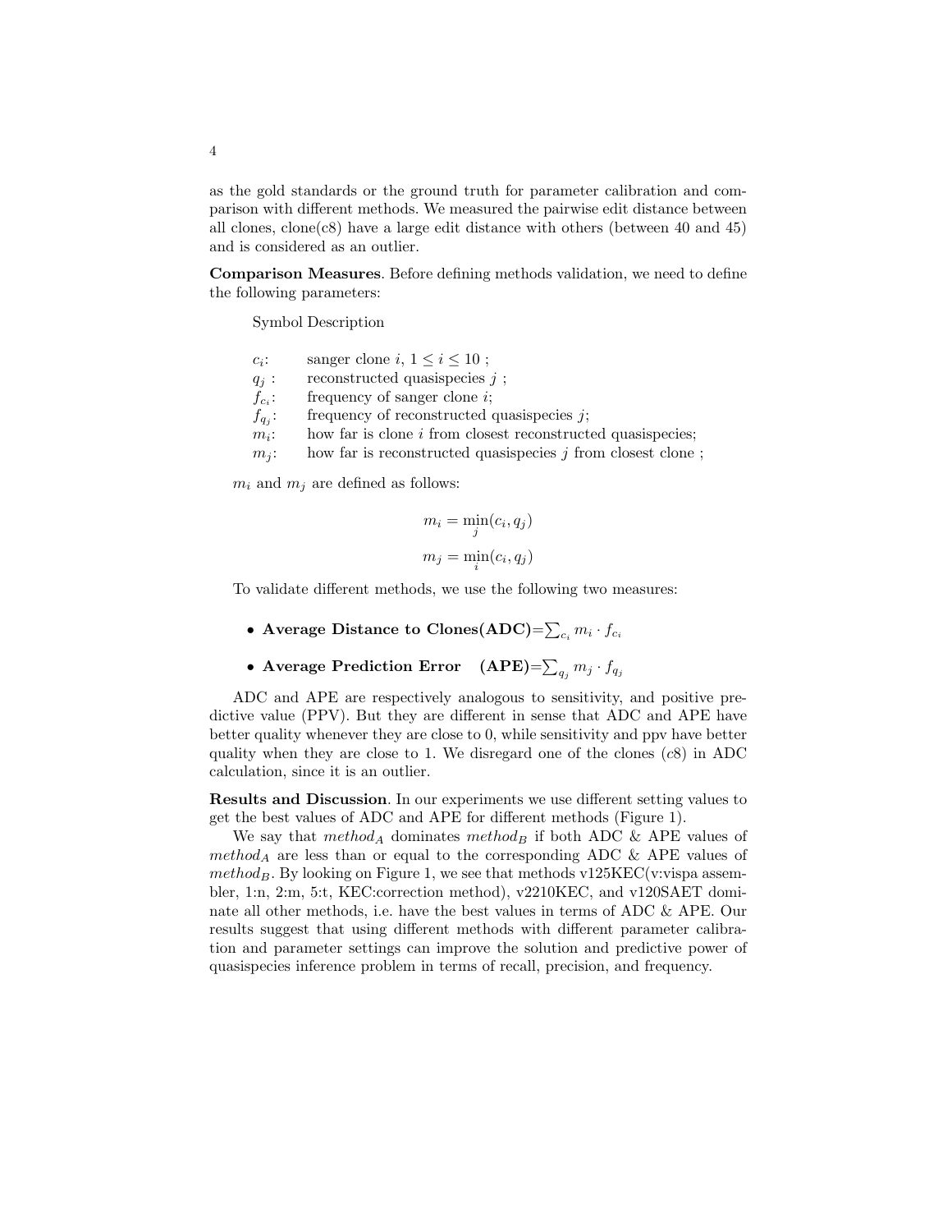as the gold standards or the ground truth for parameter calibration and comparison with different methods. We measured the pairwise edit distance between all clones, clone(c8) have a large edit distance with others (between 40 and 45) and is considered as an outlier.

**Comparison Measures**. Before defining methods validation, we need to define the following parameters:

| Symbol | Description |
| --- | --- |
| $c_i$: | sanger clone $i$, $1 \leq i \leq 10$ ; |
| $q_j$ : | reconstructed quasispecies $j$ ; |
| $f_{c_i}$: | frequency of sanger clone $i$; |
| $f_{q_j}$: | frequency of reconstructed quasispecies $j$; |
| $m_i$: | how far is clone $i$ from closest reconstructed quasispecies; |
| $m_j$: | how far is reconstructed quasispecies $j$ from closest clone ; |

$m_i$ and $m_j$ are defined as follows:

$$m_i = \min_j(c_i, q_j)$$

$$m_j = \min_i(c_i, q_j)$$

To validate different methods, we use the following two measures:

- **Average Distance to Clones(ADC)**$=\sum_{c_i} m_i \cdot f_{c_i}$
- **Average Prediction Error (APE)**$=\sum_{q_j} m_j \cdot f_{q_j}$

ADC and APE are respectively analogous to sensitivity, and positive predictive value (PPV). But they are different in sense that ADC and APE have better quality whenever they are close to 0, while sensitivity and ppv have better quality when they are close to 1. We disregard one of the clones ($c8$) in ADC calculation, since it is an outlier.

**Results and Discussion**. In our experiments we use different setting values to get the best values of ADC and APE for different methods (Figure 1).

We say that $method_A$ dominates $method_B$ if both ADC & APE values of $method_A$ are less than or equal to the corresponding ADC & APE values of $method_B$. By looking on Figure 1, we see that methods v125KEC(v:vispa assembler, 1:n, 2:m, 5:t, KEC:correction method), v2210KEC, and v120SAET dominate all other methods, i.e. have the best values in terms of ADC & APE. Our results suggest that using different methods with different parameter calibration and parameter settings can improve the solution and predictive power of quasispecies inference problem in terms of recall, precision, and frequency.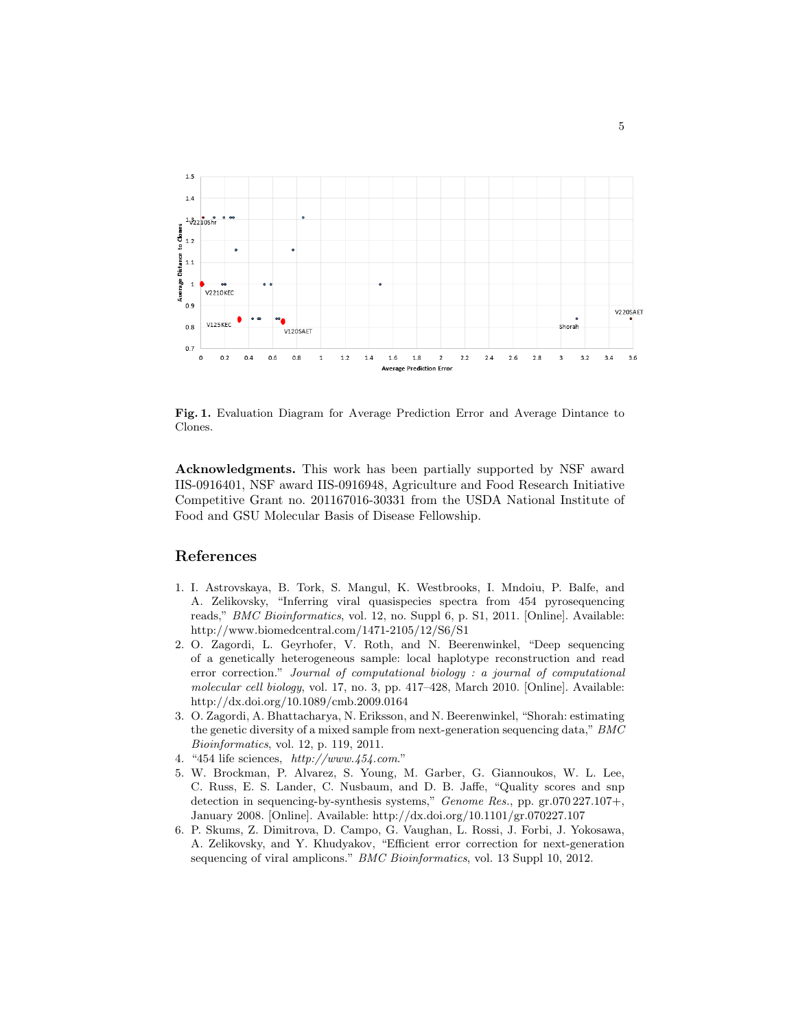**Fig. 1.** Evaluation Diagram for Average Prediction Error and Average Dintance to Clones.

**Acknowledgments.** This work has been partially supported by NSF award IIS-0916401, NSF award IIS-0916948, Agriculture and Food Research Initiative Competitive Grant no. 201167016-30331 from the USDA National Institute of Food and GSU Molecular Basis of Disease Fellowship.

## References

1. I. Astrovskaya, B. Tork, S. Mangul, K. Westbrooks, I. Mndoiu, P. Balfe, and A. Zelikovsky, "Inferring viral quasispecies spectra from 454 pyrosequencing reads," *BMC Bioinformatics*, vol. 12, no. Suppl 6, p. S1, 2011. [Online]. Available: http://www.biomedcentral.com/1471-2105/12/S6/S1
2. O. Zagordi, L. Geyrhofer, V. Roth, and N. Beerenwinkel, "Deep sequencing of a genetically heterogeneous sample: local haplotype reconstruction and read error correction." *Journal of computational biology : a journal of computational molecular cell biology*, vol. 17, no. 3, pp. 417–428, March 2010. [Online]. Available: http://dx.doi.org/10.1089/cmb.2009.0164
3. O. Zagordi, A. Bhattacharya, N. Eriksson, and N. Beerenwinkel, "Shorah: estimating the genetic diversity of a mixed sample from next-generation sequencing data," *BMC Bioinformatics*, vol. 12, p. 119, 2011.
4. "454 life sciences, *http://www.454.com*."
5. W. Brockman, P. Alvarez, S. Young, M. Garber, G. Giannoukos, W. L. Lee, C. Russ, E. S. Lander, C. Nusbaum, and D. B. Jaffe, "Quality scores and snp detection in sequencing-by-synthesis systems," *Genome Res.*, pp. gr.070 227.107+, January 2008. [Online]. Available: http://dx.doi.org/10.1101/gr.070227.107
6. P. Skums, Z. Dimitrova, D. Campo, G. Vaughan, L. Rossi, J. Forbi, J. Yokosawa, A. Zelikovsky, and Y. Khudyakov, "Efficient error correction for next-generation sequencing of viral amplicons." *BMC Bioinformatics*, vol. 13 Suppl 10, 2012.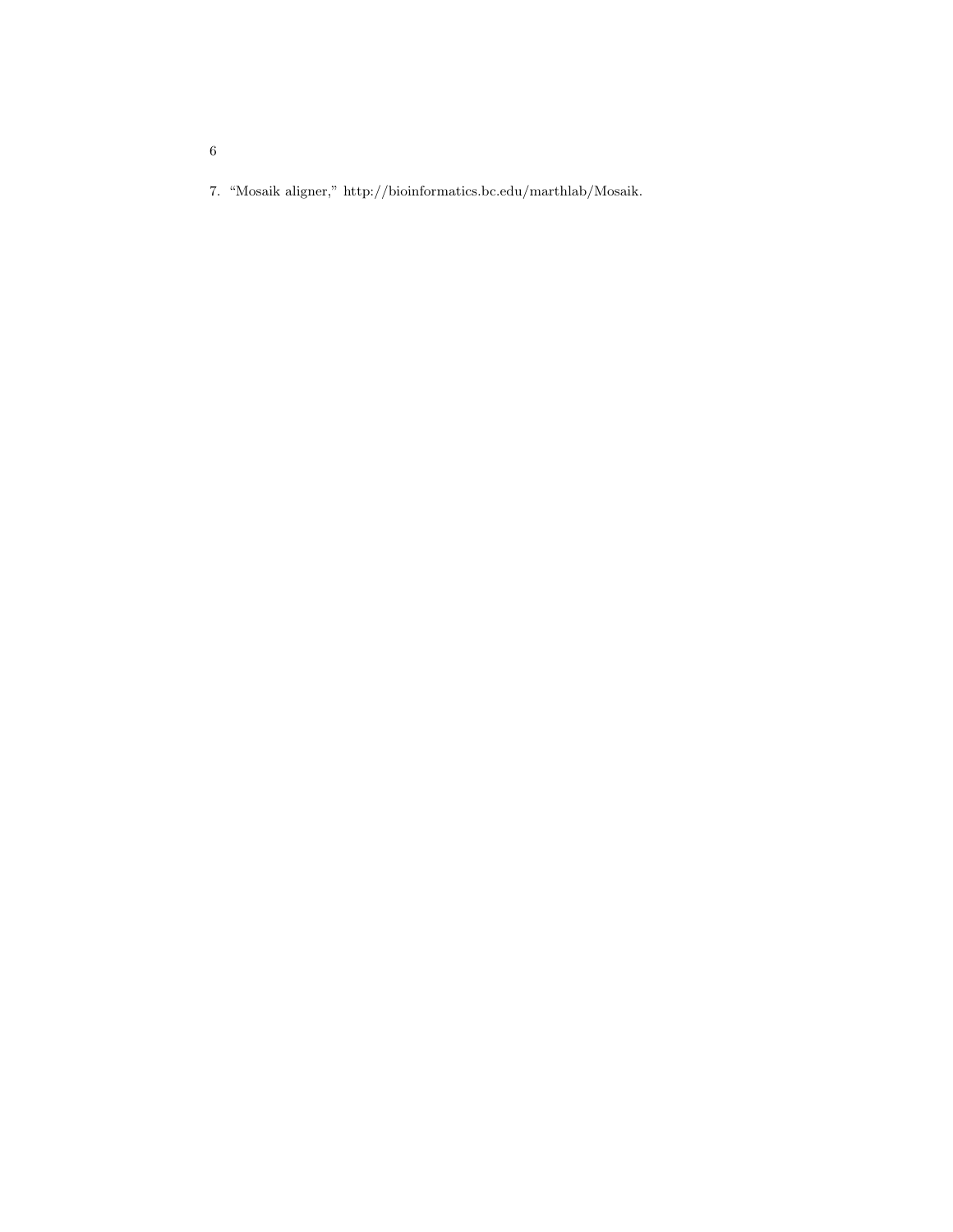7. "Mosaik aligner," http://bioinformatics.bc.edu/marthlab/Mosaik.